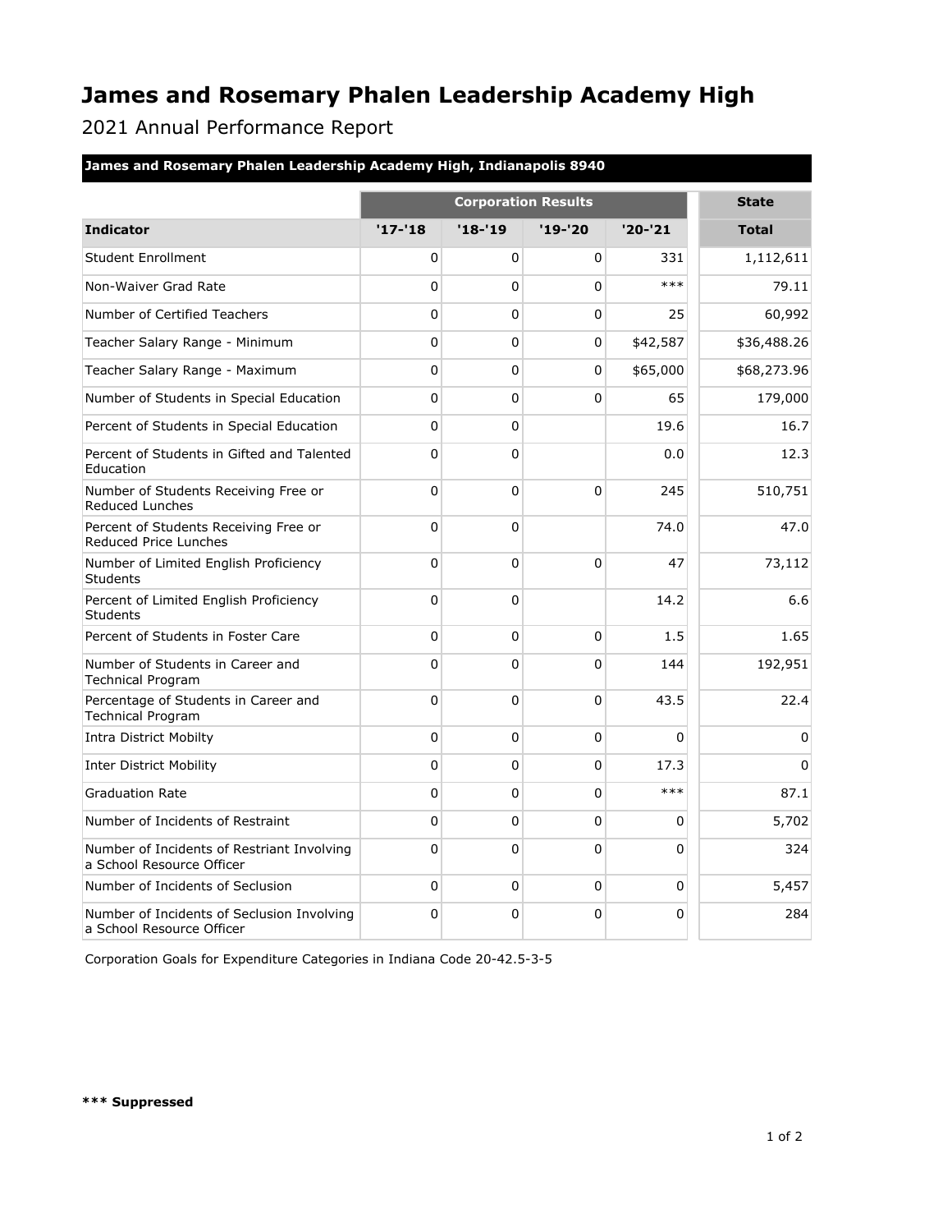# James and Rosemary Phalen Leadership Academy High

2021 Annual Performance Report

**James and Rosemary Phalen Leadership Academy High, Indianapolis 8940**

| | Corporation Results | | | | State |
|---|---|---|---|---|---|
| **Indicator** | **'17-'18** | **'18-'19** | **'19-'20** | **'20-'21** | **Total** |
| Student Enrollment | 0 | 0 | 0 | 331 | 1,112,611 |
| Non-Waiver Grad Rate | 0 | 0 | 0 | *** | 79.11 |
| Number of Certified Teachers | 0 | 0 | 0 | 25 | 60,992 |
| Teacher Salary Range - Minimum | 0 | 0 | 0 | $42,587 | $36,488.26 |
| Teacher Salary Range - Maximum | 0 | 0 | 0 | $65,000 | $68,273.96 |
| Number of Students in Special Education | 0 | 0 | 0 | 65 | 179,000 |
| Percent of Students in Special Education | 0 | 0 | | 19.6 | 16.7 |
| Percent of Students in Gifted and Talented Education | 0 | 0 | | 0.0 | 12.3 |
| Number of Students Receiving Free or Reduced Lunches | 0 | 0 | 0 | 245 | 510,751 |
| Percent of Students Receiving Free or Reduced Price Lunches | 0 | 0 | | 74.0 | 47.0 |
| Number of Limited English Proficiency Students | 0 | 0 | 0 | 47 | 73,112 |
| Percent of Limited English Proficiency Students | 0 | 0 | | 14.2 | 6.6 |
| Percent of Students in Foster Care | 0 | 0 | 0 | 1.5 | 1.65 |
| Number of Students in Career and Technical Program | 0 | 0 | 0 | 144 | 192,951 |
| Percentage of Students in Career and Technical Program | 0 | 0 | 0 | 43.5 | 22.4 |
| Intra District Mobilty | 0 | 0 | 0 | 0 | 0 |
| Inter District Mobility | 0 | 0 | 0 | 17.3 | 0 |
| Graduation Rate | 0 | 0 | 0 | *** | 87.1 |
| Number of Incidents of Restraint | 0 | 0 | 0 | 0 | 5,702 |
| Number of Incidents of Restriant Involving a School Resource Officer | 0 | 0 | 0 | 0 | 324 |
| Number of Incidents of Seclusion | 0 | 0 | 0 | 0 | 5,457 |
| Number of Incidents of Seclusion Involving a School Resource Officer | 0 | 0 | 0 | 0 | 284 |

Corporation Goals for Expenditure Categories in Indiana Code 20-42.5-3-5

**\*\*\* Suppressed**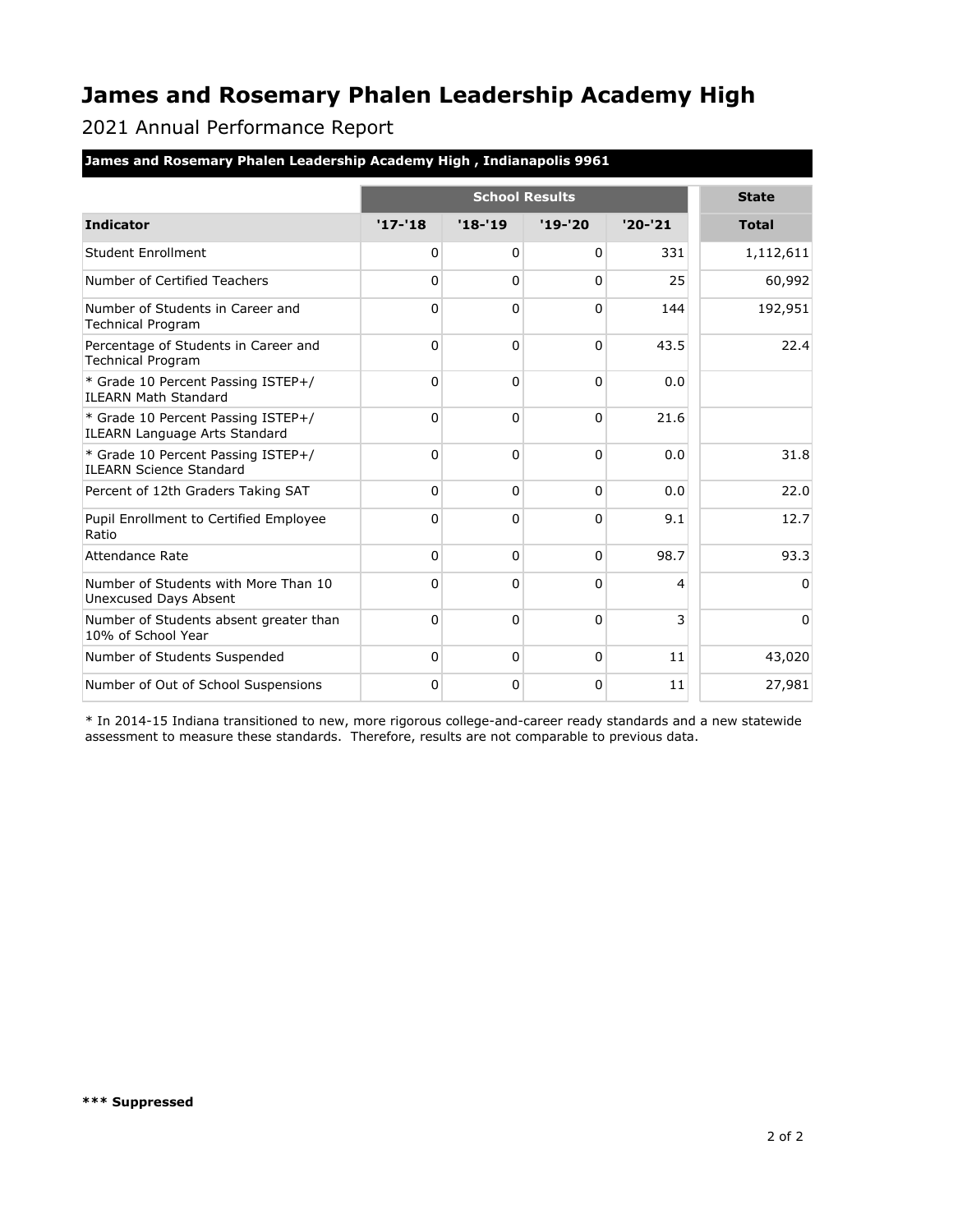# James and Rosemary Phalen Leadership Academy High

2021 Annual Performance Report

**James and Rosemary Phalen Leadership Academy High , Indianapolis 9961**

| | School Results | | | | State |
|---|---|---|---|---|---|
| **Indicator** | **'17-'18** | **'18-'19** | **'19-'20** | **'20-'21** | **Total** |
| Student Enrollment | 0 | 0 | 0 | 331 | 1,112,611 |
| Number of Certified Teachers | 0 | 0 | 0 | 25 | 60,992 |
| Number of Students in Career and Technical Program | 0 | 0 | 0 | 144 | 192,951 |
| Percentage of Students in Career and Technical Program | 0 | 0 | 0 | 43.5 | 22.4 |
| * Grade 10 Percent Passing ISTEP+/ ILEARN Math Standard | 0 | 0 | 0 | 0.0 | |
| * Grade 10 Percent Passing ISTEP+/ ILEARN Language Arts Standard | 0 | 0 | 0 | 21.6 | |
| * Grade 10 Percent Passing ISTEP+/ ILEARN Science Standard | 0 | 0 | 0 | 0.0 | 31.8 |
| Percent of 12th Graders Taking SAT | 0 | 0 | 0 | 0.0 | 22.0 |
| Pupil Enrollment to Certified Employee Ratio | 0 | 0 | 0 | 9.1 | 12.7 |
| Attendance Rate | 0 | 0 | 0 | 98.7 | 93.3 |
| Number of Students with More Than 10 Unexcused Days Absent | 0 | 0 | 0 | 4 | 0 |
| Number of Students absent greater than 10% of School Year | 0 | 0 | 0 | 3 | 0 |
| Number of Students Suspended | 0 | 0 | 0 | 11 | 43,020 |
| Number of Out of School Suspensions | 0 | 0 | 0 | 11 | 27,981 |

* In 2014-15 Indiana transitioned to new, more rigorous college-and-career ready standards and a new statewide assessment to measure these standards. Therefore, results are not comparable to previous data.

**\*\*\* Suppressed**